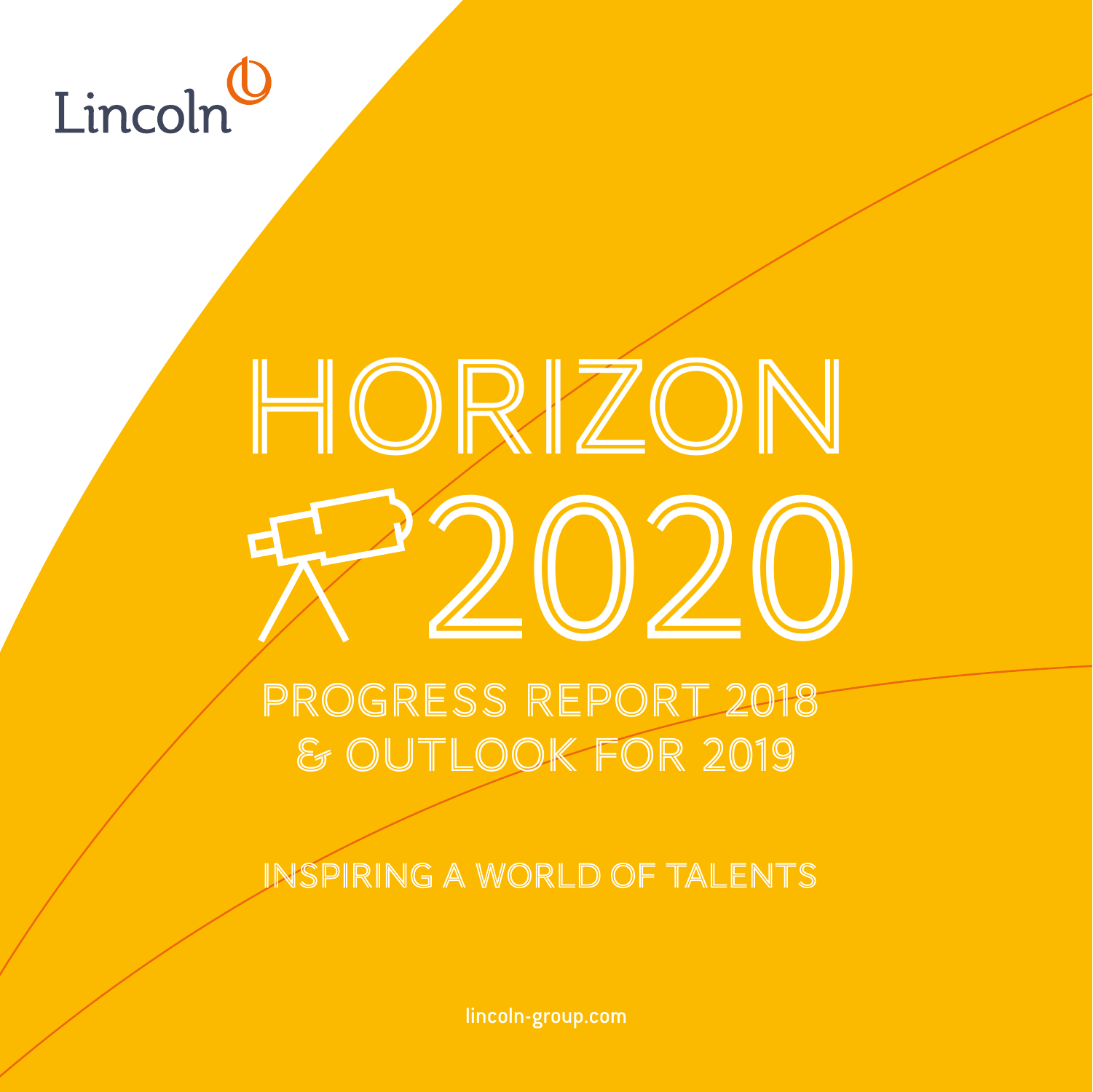Lincoln

# HORIZON 2020

## PROGRESS REPORT 2018 & OUTLOOK FOR 2019

INSPIRING A WORLD OF TALENTS

lincoln-group.com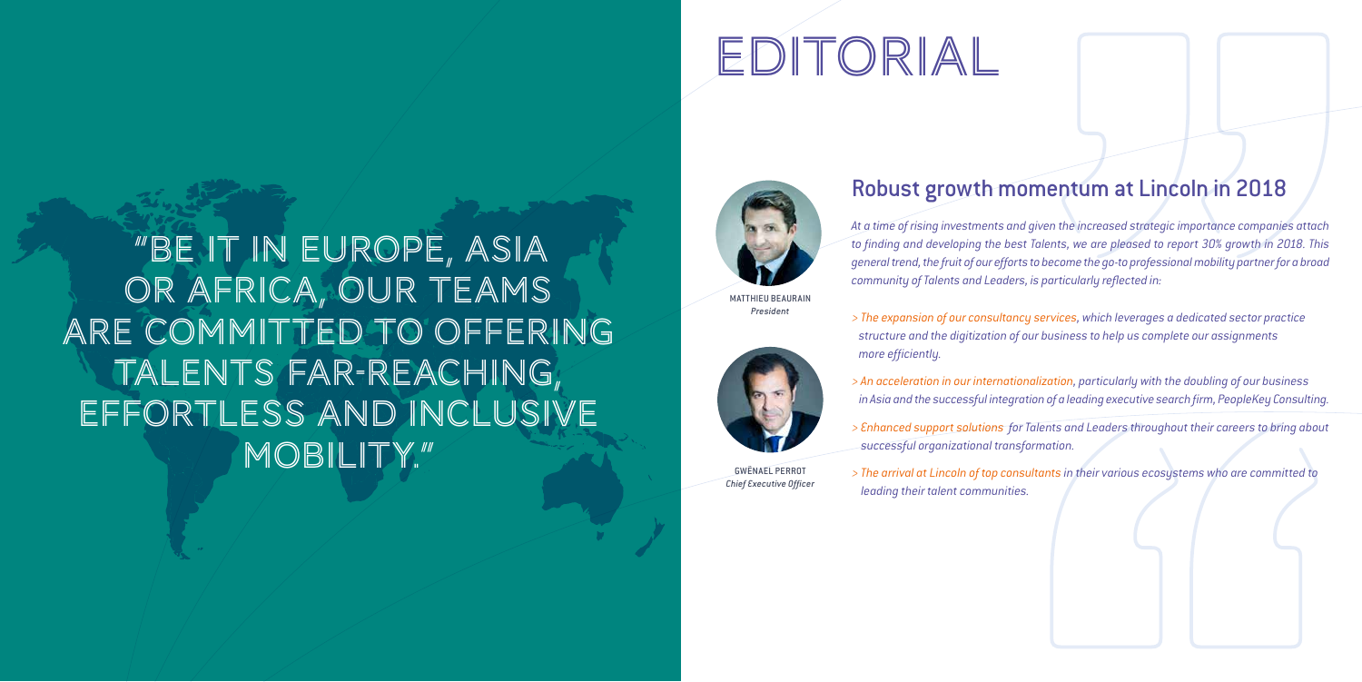"BE IT IN EUROPE, ASIA OR AFRICA, OUR TEAMS ARE COMMITTED TO OFFERING TALENTS FAR-REACHING, EFFORTLESS AND INCLUSIVE MOBILITY."

# EDITORIAL

MATTHIEU BEAURAIN
*President*

GWÉNAEL PERROT
*Chief Executive Officer*

## Robust growth momentum at Lincoln in 2018

*At a time of rising investments and given the increased strategic importance companies attach to finding and developing the best Talents, we are pleased to report 30% growth in 2018. This general trend, the fruit of our efforts to become the go-to professional mobility partner for a broad community of Talents and Leaders, is particularly reflected in:*

- *The expansion of our consultancy services, which leverages a dedicated sector practice structure and the digitization of our business to help us complete our assignments more efficiently.*
- *An acceleration in our internationalization, particularly with the doubling of our business in Asia and the successful integration of a leading executive search firm, PeopleKey Consulting.*
- *Enhanced support solutions for Talents and Leaders throughout their careers to bring about successful organizational transformation.*
- *The arrival at Lincoln of top consultants in their various ecosystems who are committed to leading their talent communities.*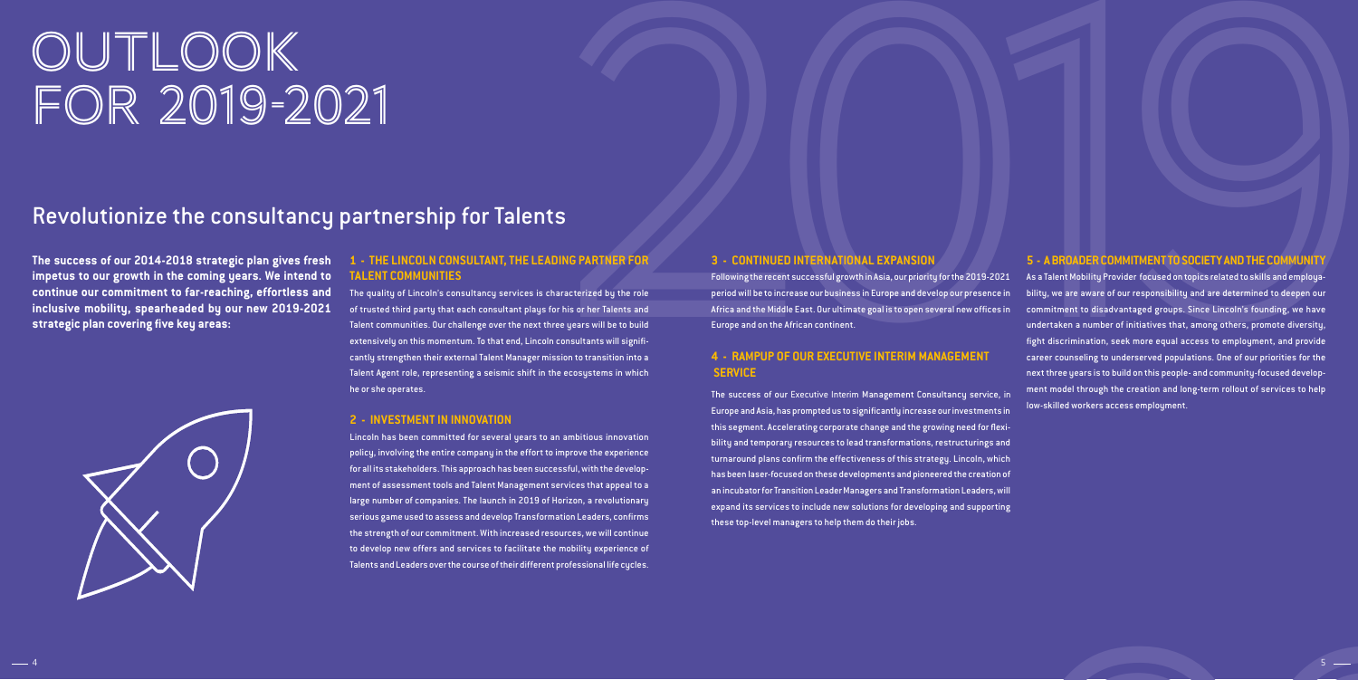# OUTLOOK FOR 2019-2021

## Revolutionize the consultancy partnership for Talents

**The success of our 2014-2018 strategic plan gives fresh impetus to our growth in the coming years. We intend to continue our commitment to far-reaching, effortless and inclusive mobility, spearheaded by our new 2019-2021 strategic plan covering five key areas:**

### 1 - THE LINCOLN CONSULTANT, THE LEADING PARTNER FOR TALENT COMMUNITIES

The quality of Lincoln's consultancy services is characterized by the role of trusted third party that each consultant plays for his or her Talents and Talent communities. Our challenge over the next three years will be to build extensively on this momentum. To that end, Lincoln consultants will significantly strengthen their external Talent Manager mission to transition into a Talent Agent role, representing a seismic shift in the ecosystems in which he or she operates.

### 2 - INVESTMENT IN INNOVATION

Lincoln has been committed for several years to an ambitious innovation policy, involving the entire company in the effort to improve the experience for all its stakeholders. This approach has been successful, with the development of assessment tools and Talent Management services that appeal to a large number of companies. The launch in 2019 of Horizon, a revolutionary serious game used to assess and develop Transformation Leaders, confirms the strength of our commitment. With increased resources, we will continue to develop new offers and services to facilitate the mobility experience of Talents and Leaders over the course of their different professional life cycles.

### 3 - CONTINUED INTERNATIONAL EXPANSION

Following the recent successful growth in Asia, our priority for the 2019-2021 period will be to increase our business in Europe and develop our presence in Africa and the Middle East. Our ultimate goal is to open several new offices in Europe and on the African continent.

### 4 - RAMPUP OF OUR EXECUTIVE INTERIM MANAGEMENT SERVICE

The success of our Executive Interim Management Consultancy service, in Europe and Asia, has prompted us to significantly increase our investments in this segment. Accelerating corporate change and the growing need for flexibility and temporary resources to lead transformations, restructurings and turnaround plans confirm the effectiveness of this strategy. Lincoln, which has been laser-focused on these developments and pioneered the creation of an incubator for Transition Leader Managers and Transformation Leaders, will expand its services to include new solutions for developing and supporting these top-level managers to help them do their jobs.

### 5 - A BROADER COMMITMENT TO SOCIETY AND THE COMMUNITY

As a Talent Mobility Provider focused on topics related to skills and employability, we are aware of our responsibility and are determined to deepen our commitment to disadvantaged groups. Since Lincoln's founding, we have undertaken a number of initiatives that, among others, promote diversity, fight discrimination, seek more equal access to employment, and provide career counseling to underserved populations. One of our priorities for the next three years is to build on this people- and community-focused development model through the creation and long-term rollout of services to help low-skilled workers access employment.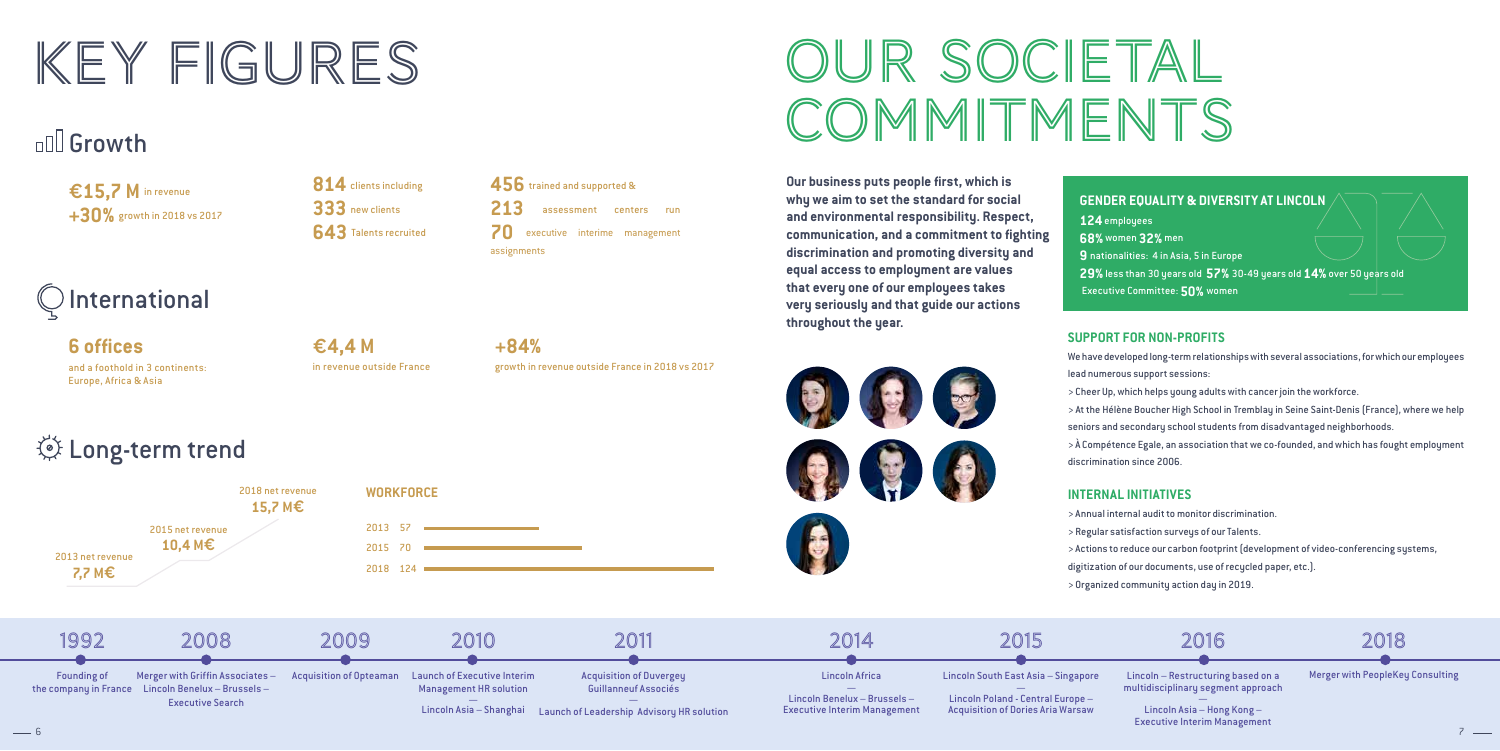# KEY FIGURES

## Growth

**€15,7 M** in revenue
**+30%** growth in 2018 vs 2017

**814** clients including
**333** new clients
**643** Talents recruited

**456** trained and supported &
**213** assessment centers run
**70** executive interime management assignments

## International

**6 offices**
and a foothold in 3 continents: Europe, Africa & Asia

**€4,4 M**
in revenue outside France

**+84%**
growth in revenue outside France in 2018 vs 2017

## Long-term trend

2013 net revenue **7,7 M€**
2015 net revenue **10,4 M€**
2018 net revenue **15,7 M€**

**WORKFORCE**

| Year | Workforce |
|---|---|
| 2013 | 57 |
| 2015 | 70 |
| 2018 | 124 |

# OUR SOCIETAL COMMITMENTS

**Our business puts people first, which is why we aim to set the standard for social and environmental responsibility. Respect, communication, and a commitment to fighting discrimination and promoting diversity and equal access to employment are values that every one of our employees takes very seriously and that guide our actions throughout the year.**

### GENDER EQUALITY & DIVERSITY AT LINCOLN

**124** employees
**68%** women **32%** men
**9** nationalities: 4 in Asia, 5 in Europe
**29%** less than 30 years old **57%** 30-49 years old **14%** over 50 years old
Executive Committee: **50%** women

### SUPPORT FOR NON-PROFITS

We have developed long-term relationships with several associations, for which our employees lead numerous support sessions:

> Cheer Up, which helps young adults with cancer join the workforce.
> At the Hélène Boucher High School in Tremblay in Seine Saint-Denis (France), where we help seniors and secondary school students from disadvantaged neighborhoods.
> À Compétence Egale, an association that we co-founded, and which has fought employment discrimination since 2006.

### INTERNAL INITIATIVES

> Annual internal audit to monitor discrimination.
> Regular satisfaction surveys of our Talents.
> Actions to reduce our carbon footprint (development of video-conferencing systems, digitization of our documents, use of recycled paper, etc.).
> Organized community action day in 2019.

| Year | Event |
|---|---|
| 1992 | Founding of the company in France |
| 2008 | Merger with Griffin Associates – Lincoln Benelux – Brussels – Executive Search |
| 2009 | Acquisition of Opteaman |
| 2010 | Launch of Executive Interim Management HR solution — Lincoln Asia – Shanghai |
| 2011 | Acquisition of Duvergey Guillanneuf Associés — Launch of Leadership Advisory HR solution |
| 2014 | Lincoln Africa — Lincoln Benelux – Brussels – Executive Interim Management |
| 2015 | Lincoln South East Asia – Singapore — Lincoln Poland - Central Europe – Acquisition of Dories Aria Warsaw |
| 2016 | Lincoln – Restructuring based on a multidisciplinary segment approach — Lincoln Asia – Hong Kong – Executive Interim Management |
| 2018 | Merger with PeopleKey Consulting |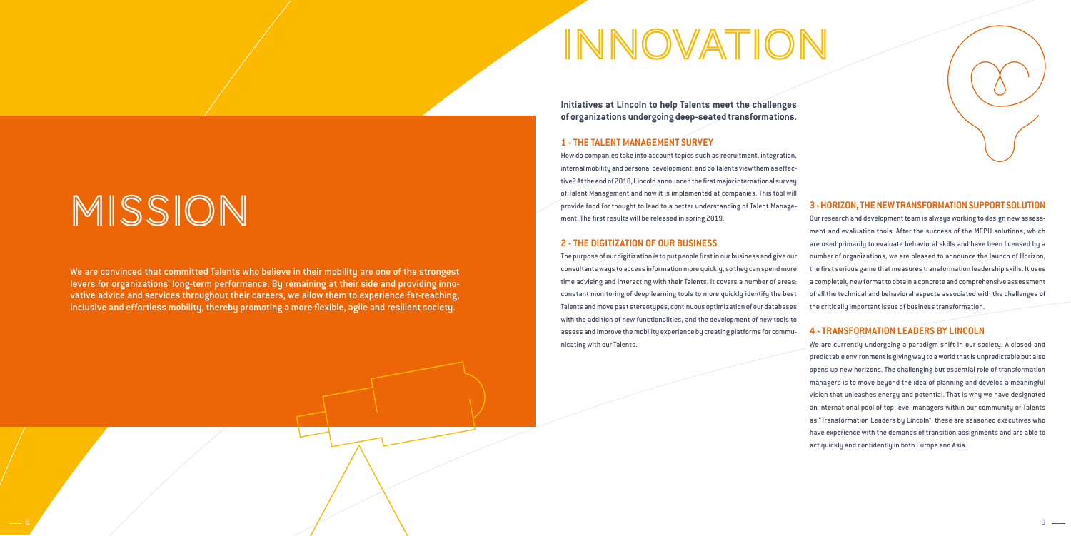# MISSION

We are convinced that committed Talents who believe in their mobility are one of the strongest levers for organizations' long-term performance. By remaining at their side and providing innovative advice and services throughout their careers, we allow them to experience far-reaching, inclusive and effortless mobility, thereby promoting a more flexible, agile and resilient society.

# INNOVATION

**Initiatives at Lincoln to help Talents meet the challenges of organizations undergoing deep-seated transformations.**

## 1 - THE TALENT MANAGEMENT SURVEY

How do companies take into account topics such as recruitment, integration, internal mobility and personal development, and do Talents view them as effective? At the end of 2018, Lincoln announced the first major international survey of Talent Management and how it is implemented at companies. This tool will provide food for thought to lead to a better understanding of Talent Management. The first results will be released in spring 2019.

## 2 - THE DIGITIZATION OF OUR BUSINESS

The purpose of our digitization is to put people first in our business and give our consultants ways to access information more quickly, so they can spend more time advising and interacting with their Talents. It covers a number of areas: constant monitoring of deep learning tools to more quickly identify the best Talents and move past stereotypes, continuous optimization of our databases with the addition of new functionalities, and the development of new tools to assess and improve the mobility experience by creating platforms for communicating with our Talents.

## 3 - HORIZON, THE NEW TRANSFORMATION SUPPORT SOLUTION

Our research and development team is always working to design new assessment and evaluation tools. After the success of the MCPH solutions, which are used primarily to evaluate behavioral skills and have been licensed by a number of organizations, we are pleased to announce the launch of Horizon, the first serious game that measures transformation leadership skills. It uses a completely new format to obtain a concrete and comprehensive assessment of all the technical and behavioral aspects associated with the challenges of the critically important issue of business transformation.

## 4 - TRANSFORMATION LEADERS BY LINCOLN

We are currently undergoing a paradigm shift in our society. A closed and predictable environment is giving way to a world that is unpredictable but also opens up new horizons. The challenging but essential role of transformation managers is to move beyond the idea of planning and develop a meaningful vision that unleashes energy and potential. That is why we have designated an international pool of top-level managers within our community of Talents as "Transformation Leaders by Lincoln": these are seasoned executives who have experience with the demands of transition assignments and are able to act quickly and confidently in both Europe and Asia.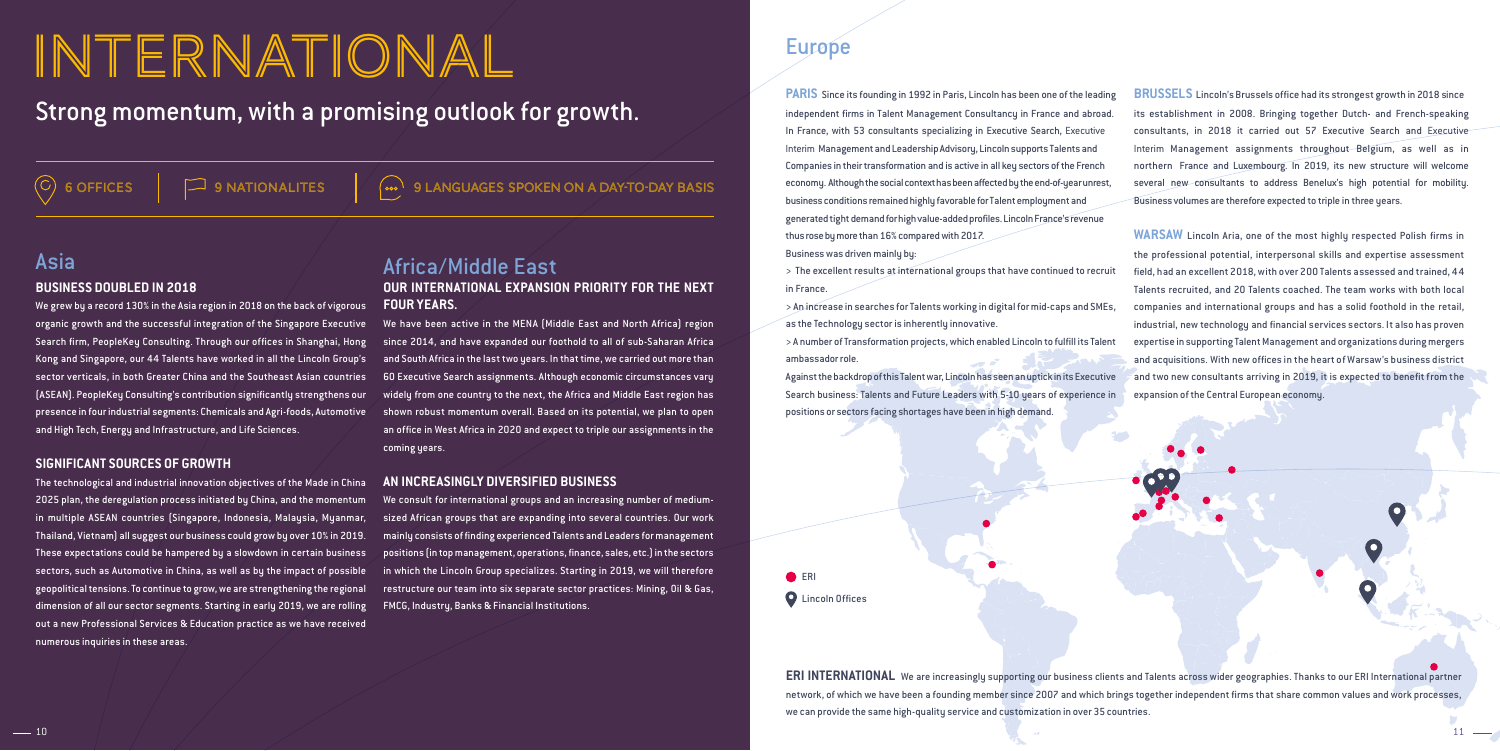# INTERNATIONAL

## Strong momentum, with a promising outlook for growth.

6 OFFICES | 9 NATIONALITES | 9 LANGUAGES SPOKEN ON A DAY-TO-DAY BASIS

## Asia

### BUSINESS DOUBLED IN 2018

We grew by a record 130% in the Asia region in 2018 on the back of vigorous organic growth and the successful integration of the Singapore Executive Search firm, PeopleKey Consulting. Through our offices in Shanghai, Hong Kong and Singapore, our 44 Talents have worked in all the Lincoln Group's sector verticals, in both Greater China and the Southeast Asian countries (ASEAN). PeopleKey Consulting's contribution significantly strengthens our presence in four industrial segments: Chemicals and Agri-foods, Automotive and High Tech, Energy and Infrastructure, and Life Sciences.

### SIGNIFICANT SOURCES OF GROWTH

The technological and industrial innovation objectives of the Made in China 2025 plan, the deregulation process initiated by China, and the momentum in multiple ASEAN countries (Singapore, Indonesia, Malaysia, Myanmar, Thailand, Vietnam) all suggest our business could grow by over 10% in 2019. These expectations could be hampered by a slowdown in certain business sectors, such as Automotive in China, as well as by the impact of possible geopolitical tensions. To continue to grow, we are strengthening the regional dimension of all our sector segments. Starting in early 2019, we are rolling out a new Professional Services & Education practice as we have received numerous inquiries in these areas.

## Africa/Middle East

### OUR INTERNATIONAL EXPANSION PRIORITY FOR THE NEXT FOUR YEARS.

We have been active in the MENA (Middle East and North Africa) region since 2014, and have expanded our foothold to all of sub-Saharan Africa and South Africa in the last two years. In that time, we carried out more than 60 Executive Search assignments. Although economic circumstances vary widely from one country to the next, the Africa and Middle East region has shown robust momentum overall. Based on its potential, we plan to open an office in West Africa in 2020 and expect to triple our assignments in the coming years.

### AN INCREASINGLY DIVERSIFIED BUSINESS

We consult for international groups and an increasing number of medium-sized African groups that are expanding into several countries. Our work mainly consists of finding experienced Talents and Leaders for management positions (in top management, operations, finance, sales, etc.) in the sectors in which the Lincoln Group specializes. Starting in 2019, we will therefore restructure our team into six separate sector practices: Mining, Oil & Gas, FMCG, Industry, Banks & Financial Institutions.

## Europe

**PARIS** Since its founding in 1992 in Paris, Lincoln has been one of the leading independent firms in Talent Management Consultancy in France and abroad. In France, with 53 consultants specializing in Executive Search, Executive Interim Management and Leadership Advisory, Lincoln supports Talents and Companies in their transformation and is active in all key sectors of the French economy. Although the social context has been affected by the end-of-year unrest, business conditions remained highly favorable for Talent employment and generated tight demand for high value-added profiles. Lincoln France's revenue thus rose by more than 16% compared with 2017.

Business was driven mainly by:

> The excellent results at international groups that have continued to recruit in France.

> An increase in searches for Talents working in digital for mid-caps and SMEs, as the Technology sector is inherently innovative.

> A number of Transformation projects, which enabled Lincoln to fulfill its Talent ambassador role.

Against the backdrop of this Talent war, Lincoln has seen an uptick in its Executive Search business: Talents and Future Leaders with 5-10 years of experience in positions or sectors facing shortages have been in high demand.

**BRUSSELS** Lincoln's Brussels office had its strongest growth in 2018 since its establishment in 2008. Bringing together Dutch- and French-speaking consultants, in 2018 it carried out 57 Executive Search and Executive Interim Management assignments throughout Belgium, as well as in northern France and Luxembourg. In 2019, its new structure will welcome several new consultants to address Benelux's high potential for mobility. Business volumes are therefore expected to triple in three years.

**WARSAW** Lincoln Aria, one of the most highly respected Polish firms in the professional potential, interpersonal skills and expertise assessment field, had an excellent 2018, with over 200 Talents assessed and trained, 44 Talents recruited, and 20 Talents coached. The team works with both local companies and international groups and has a solid foothold in the retail, industrial, new technology and financial services sectors. It also has proven expertise in supporting Talent Management and organizations during mergers and acquisitions. With new offices in the heart of Warsaw's business district and two new consultants arriving in 2019, it is expected to benefit from the expansion of the Central European economy.

ERI

Lincoln Offices

**ERI INTERNATIONAL** We are increasingly supporting our business clients and Talents across wider geographies. Thanks to our ERI International partner network, of which we have been a founding member since 2007 and which brings together independent firms that share common values and work processes, we can provide the same high-quality service and customization in over 35 countries.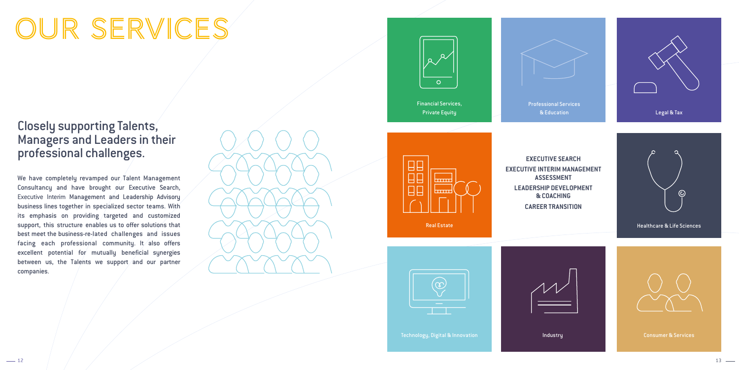# OUR SERVICES

## Closely supporting Talents, Managers and Leaders in their professional challenges.

We have completely revamped our Talent Management Consultancy and have brought our Executive Search, Executive Interim Management and Leadership Advisory business lines together in specialized sector teams. With its emphasis on providing targeted and customized support, this structure enables us to offer solutions that best meet the business-re-lated challenges and issues facing each professional community. It also offers excellent potential for mutually beneficial synergies between us, the Talents we support and our partner companies.

Financial Services, Private Equity

Professional Services & Education

Legal & Tax

Real Estate

**EXECUTIVE SEARCH**
**EXECUTIVE INTERIM MANAGEMENT**
**ASSESSMENT**
**LEADERSHIP DEVELOPMENT & COACHING**
**CAREER TRANSITION**

Healthcare & Life Sciences

Technology, Digital & Innovation

Industry

Consumer & Services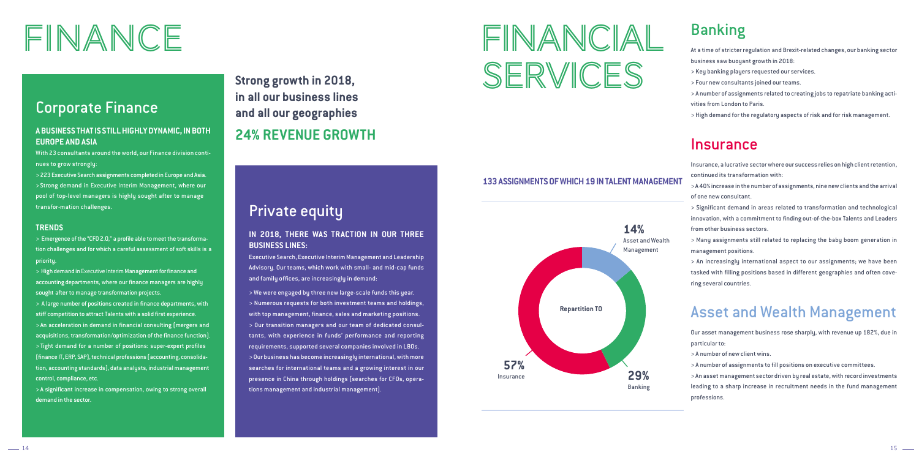# FINANCE

## Corporate Finance

### A BUSINESS THAT IS STILL HIGHLY DYNAMIC, IN BOTH EUROPE AND ASIA

With 23 consultants around the world, our Finance division continues to grow strongly:

> 223 Executive Search assignments completed in Europe and Asia.

> Strong demand in Executive Interim Management, where our pool of top-level managers is highly sought after to manage transfor-mation challenges.

### TRENDS

> Emergence of the "CFO 2.0," a profile able to meet the transformation challenges and for which a careful assessment of soft skills is a priority.

> High demand in Executive Interim Management for finance and accounting departments, where our finance managers are highly sought after to manage transformation projects.

> A large number of positions created in finance departments, with stiff competition to attract Talents with a solid first experience.

> An acceleration in demand in financial consulting (mergers and acquisitions, transformation/optimization of the finance function).

> Tight demand for a number of positions: super-expert profiles (finance IT, ERP, SAP), technical professions (accounting, consolidation, accounting standards), data analysts, industrial management control, compliance, etc.

> A significant increase in compensation, owing to strong overall demand in the sector.

**Strong growth in 2018, in all our business lines and all our geographies**

## 24% REVENUE GROWTH

## Private equity

### IN 2018, THERE WAS TRACTION IN OUR THREE BUSINESS LINES:

Executive Search, Executive Interim Management and Leadership Advisory. Our teams, which work with small- and mid-cap funds and family offices, are increasingly in demand:

> We were engaged by three new large-scale funds this year.

> Numerous requests for both investment teams and holdings, with top management, finance, sales and marketing positions.

> Our transition managers and our team of dedicated consultants, with experience in funds' performance and reporting requirements, supported several companies involved in LBOs.

> Our business has become increasingly international, with more searches for international teams and a growing interest in our presence in China through holdings (searches for CFOs, operations management and industrial management).

# FINANCIAL SERVICES

### 133 ASSIGNMENTS OF WHICH 19 IN TALENT MANAGEMENT

Repartition TO

| Sector | Share |
| --- | --- |
| Asset and Wealth Management | 14% |
| Banking | 29% |
| Insurance | 57% |

## Banking

At a time of stricter regulation and Brexit-related changes, our banking sector business saw buoyant growth in 2018:

> Key banking players requested our services.

> Four new consultants joined our teams.

> A number of assignments related to creating jobs to repatriate banking activities from London to Paris.

> High demand for the regulatory aspects of risk and for risk management.

## Insurance

Insurance, a lucrative sector where our success relies on high client retention, continued its transformation with:

> A 40% increase in the number of assignments, nine new clients and the arrival of one new consultant.

> Significant demand in areas related to transformation and technological innovation, with a commitment to finding out-of-the-box Talents and Leaders from other business sectors.

> Many assignments still related to replacing the baby boom generation in management positions.

> An increasingly international aspect to our assignments; we have been tasked with filling positions based in different geographies and often covering several countries.

## Asset and Wealth Management

Our asset management business rose sharply, with revenue up 182%, due in particular to:

> A number of new client wins.

> A number of assignments to fill positions on executive committees.

> An asset management sector driven by real estate, with record investments leading to a sharp increase in recruitment needs in the fund management professions.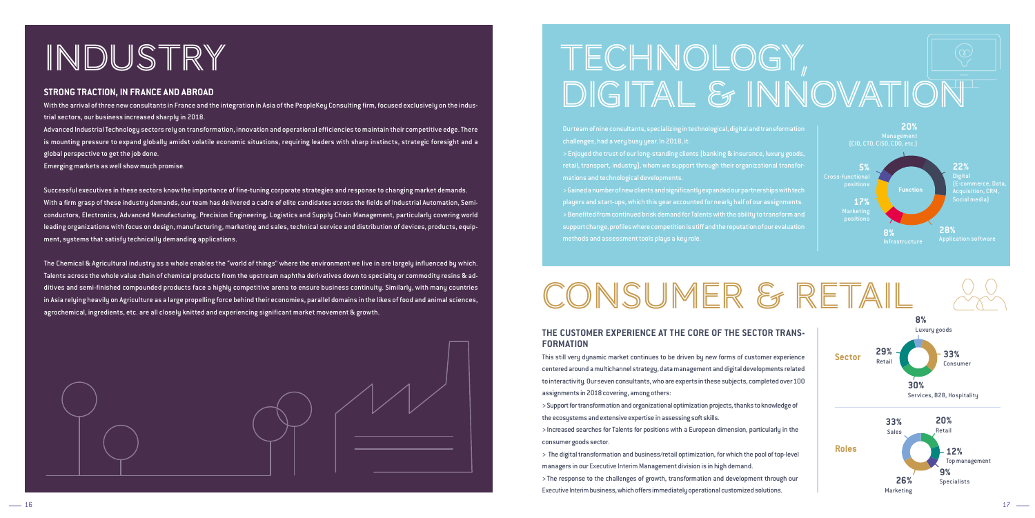# INDUSTRY

### STRONG TRACTION, IN FRANCE AND ABROAD

With the arrival of three new consultants in France and the integration in Asia of the PeopleKey Consulting firm, focused exclusively on the industrial sectors, our business increased sharply in 2018.

Advanced Industrial Technology sectors rely on transformation, innovation and operational efficiencies to maintain their competitive edge. There is mounting pressure to expand globally amidst volatile economic situations, requiring leaders with sharp instincts, strategic foresight and a global perspective to get the job done.

Emerging markets as well show much promise.

Successful executives in these sectors know the importance of fine-tuning corporate strategies and response to changing market demands. With a firm grasp of these industry demands, our team has delivered a cadre of elite candidates across the fields of Industrial Automation, Semiconductors, Electronics, Advanced Manufacturing, Precision Engineering, Logistics and Supply Chain Management, particularly covering world leading organizations with focus on design, manufacturing, marketing and sales, technical service and distribution of devices, products, equipment, systems that satisfy technically demanding applications.

The Chemical & Agricultural industry as a whole enables the "world of things" where the environment we live in are largely influenced by which. Talents across the whole value chain of chemical products from the upstream naphtha derivatives down to specialty or commodity resins & additives and semi-finished compounded products face a highly competitive arena to ensure business continuity. Similarly, with many countries in Asia relying heavily on Agriculture as a large propelling force behind their economies, parallel domains in the likes of food and animal sciences, agrochemical, ingredients, etc. are all closely knitted and experiencing significant market movement & growth.

# TECHNOLOGY, DIGITAL & INNOVATION

Our team of nine consultants, specializing in technological, digital and transformation challenges, had a very busy year. In 2018, it:

> Enjoyed the trust of our long-standing clients (banking & insurance, luxury goods, retail, transport, industry), whom we support through their organizational transformations and technological developments.

> Gained a number of new clients and significantly expanded our partnerships with tech players and start-ups, which this year accounted for nearly half of our assignments.

> Benefited from continued brisk demand for Talents with the ability to transform and support change, profiles where competition is stiff and the reputation of our evaluation methods and assessment tools plays a key role.

**Function**

- 20% Management (CIO, CTO, CISO, CDO, etc.)
- 22% Digital (E-commerce, Data, Acquisition, CRM, Social media)
- 28% Application software
- 8% Infrastructure
- 17% Marketing positions
- 5% Cross-functional positions

# CONSUMER & RETAIL

### THE CUSTOMER EXPERIENCE AT THE CORE OF THE SECTOR TRANSFORMATION

This still very dynamic market continues to be driven by new forms of customer experience centered around a multichannel strategy, data management and digital developments related to interactivity. Our seven consultants, who are experts in these subjects, completed over 100 assignments in 2018 covering, among others:

> Support for transformation and organizational optimization projects, thanks to knowledge of the ecosystems and extensive expertise in assessing soft skills.

> Increased searches for Talents for positions with a European dimension, particularly in the consumer goods sector.

> The digital transformation and business/retail optimization, for which the pool of top-level managers in our Executive Interim Management division is in high demand.

> The response to the challenges of growth, transformation and development through our Executive Interim business, which offers immediately operational customized solutions.

**Sector**

- 8% Luxury goods
- 33% Consumer
- 30% Services, B2B, Hospitality
- 29% Retail

**Roles**

- 20% Retail
- 12% Top management
- 9% Specialists
- 26% Marketing
- 33% Sales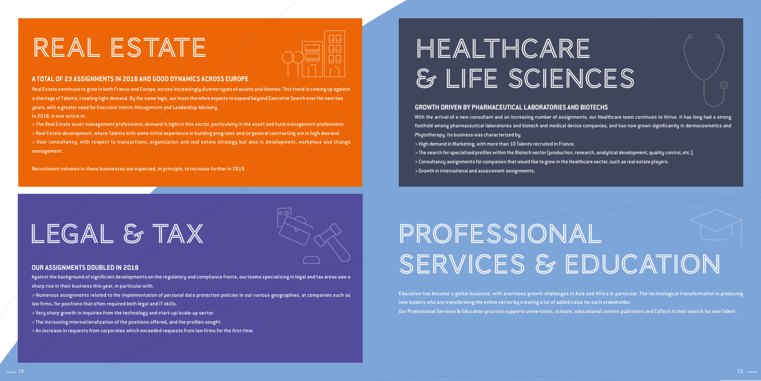# REAL ESTATE

### A TOTAL OF 23 ASSIGNMENTS IN 2018 AND GOOD DYNAMICS ACROSS EUROPE

Real Estate continues to grow in both France and Europe, across increasingly diverse types of assets and themes. This trend is coming up against a shortage of Talents, creating tight demand. By the same logic, our team therefore expects to expand beyond Executive Search over the next two years, with a greater need for Executive Interim Management and Leadership Advisory.

In 2018, it was active in:

> The Real Estate asset management professions; demand is tight in this sector, particularly in the asset and fund management professions.

> Real Estate development, where Talents with some initial experience in building programs and/or general contracting are in high demand.

> User consultancy, with respect to transactions, organization and real estate strategy but also in development, workplace and change management.

Recruitment volumes in these businesses are expected, in principle, to increase further in 2019.

# LEGAL & TAX

### OUR ASSIGNMENTS DOUBLED IN 2018

Against the background of significant developments on the regulatory and compliance fronts, our teams specializing in legal and tax areas saw a sharp rise in their business this year, in particular with:

> Numerous assignments related to the implementation of personal data protection policies in our various geographies, at companies such as law firms, for positions that often required both legal and IT skills.

> Very sharp growth in inquiries from the technology and start-up/scale-up sector.

> The increasing internationalization of the positions offered, and the profiles sought.

> An increase in requests from corporates which exceeded requests from law firms for the first time.

# HEALTHCARE & LIFE SCIENCES

### GROWTH DRIVEN BY PHARMACEUTICAL LABORATORIES AND BIOTECHS

With the arrival of a new consultant and an increasing number of assignments, our Healthcare team continues to thrive. It has long had a strong foothold among pharmaceutical laboratories and biotech and medical device companies, and has now grown significantly in dermocosmetics and Phytotherapy. Its business was characterized by:

> High demand in Marketing, with more than 10 Talents recruited in France.

> The search for specialized profiles within the Biotech sector (production, research, analytical development, quality control, etc.).

> Consultancy assignments for companies that would like to grow in the Healthcare sector, such as real estate players.

> Growth in international and assessment assignments.

# PROFESSIONAL SERVICES & EDUCATION

Education has become a global business, with enormous growth challenges in Asia and Africa in particular. The technological transformation is producing new leaders who are transforming the entire sector by creating a lot of added value for each stakeholder.

Our Professional Services & Education practice supports universities, schools, educational content publishers and EdTech in their search for new Talent.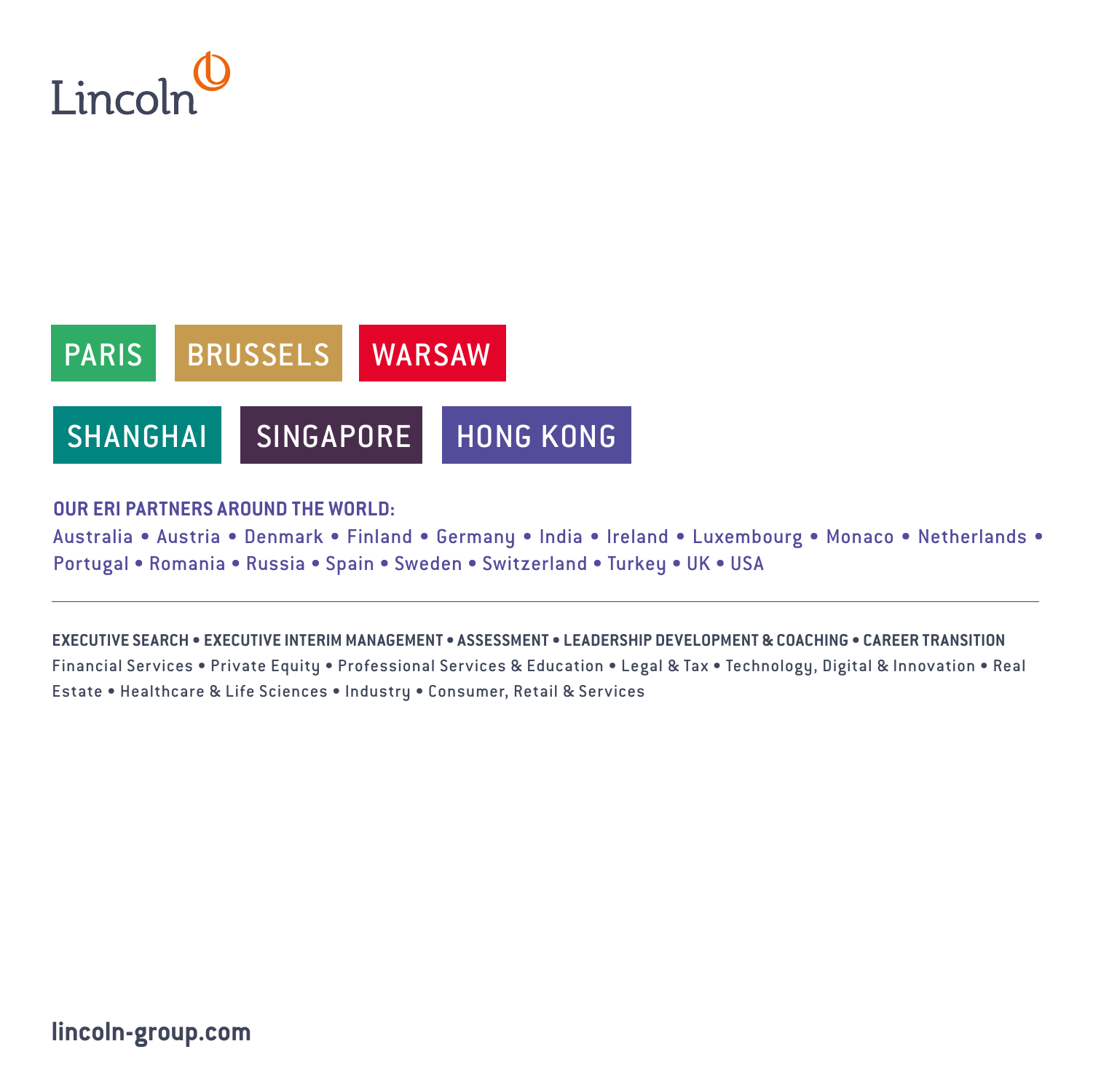Lincoln

PARIS BRUSSELS WARSAW

SHANGHAI SINGAPORE HONG KONG

**OUR ERI PARTNERS AROUND THE WORLD:**

Australia • Austria • Denmark • Finland • Germany • India • Ireland • Luxembourg • Monaco • Netherlands • Portugal • Romania • Russia • Spain • Sweden • Switzerland • Turkey • UK • USA

---

**EXECUTIVE SEARCH • EXECUTIVE INTERIM MANAGEMENT • ASSESSMENT • LEADERSHIP DEVELOPMENT & COACHING • CAREER TRANSITION**

Financial Services • Private Equity • Professional Services & Education • Legal & Tax • Technology, Digital & Innovation • Real Estate • Healthcare & Life Sciences • Industry • Consumer, Retail & Services

**lincoln-group.com**